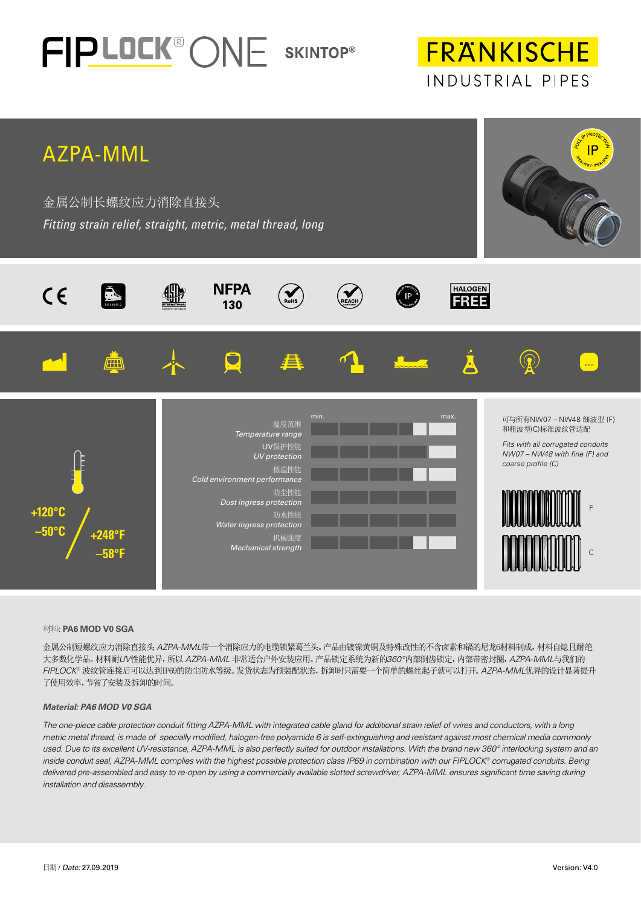FIPLOCK® ONE SKINTOP®

FRÄNKISCHE
INDUSTRIAL PIPES

# AZPA-MML

金属公制长螺纹应力消除直接头

*Fitting strain relief, straight, metric, metal thread, long*

NFPA 130

HALOGEN FREE

+120°C
–50°C
+248°F
–58°F

min.
max.

温度范围
*Temperature range*

UV保护性能
*UV protection*

低温性能
*Cold environment performance*

防尘性能
*Dust ingress protection*

防水性能
*Water ingress protection*

机械强度
*Mechanical strength*

可与所有NW07 – NW48 细波型 (F) 和粗波型(C)标准波纹管适配

*Fits with all corrugated conduits NW07 – NW48 with fine (F) and coarse profile (C)*

F

C

材料: **PA6 MOD V0 SGA**

金属公制短螺纹应力消除直接头 *AZPA-MML*带一个消除应力的电缆锁紧葛兰头。产品由镀镍黄铜及特殊改性的不含卤素和镉的尼龙6材料制成，材料自熄且耐绝大多数化学品。材料耐*UV*性能优异，所以 *AZPA-MML* 非常适合户外安装应用。产品锁定系统为新的*360°*内部倒齿锁定，内部带密封圈，*AZPA-MML*与我们的*FIPLOCK®* 波纹管连接后可以达到IP69的防尘防水等级。发货状态为预装配状态，拆卸时只需要一个简单的螺丝起子就可以打开。*AZPA-MML*优异的设计显著提升了使用效率，节省了安装及拆卸的时间。

***Material: PA6 MOD V0 SGA***

*The one-piece cable protection conduit fitting AZPA-MML with integrated cable gland for additional strain relief of wires and conductors, with a long metric metal thread, is made of specially modified, halogen-free polyamide 6 is self-extinguishing and resistant against most chemical media commonly used. Due to its excellent UV-resistance, AZPA-MML is also perfectly suited for outdoor installations. With the brand new 360° interlocking system and an inside conduit seal, AZPA-MML complies with the highest possible protection class IP69 in combination with our FIPLOCK® corrugated conduits. Being delivered pre-assembled and easy to re-open by using a commercially available slotted screwdriver, AZPA-MML ensures significant time saving during installation and disassembly.*

日期 / *Date:* 27.09.2019

Version*:* V4.0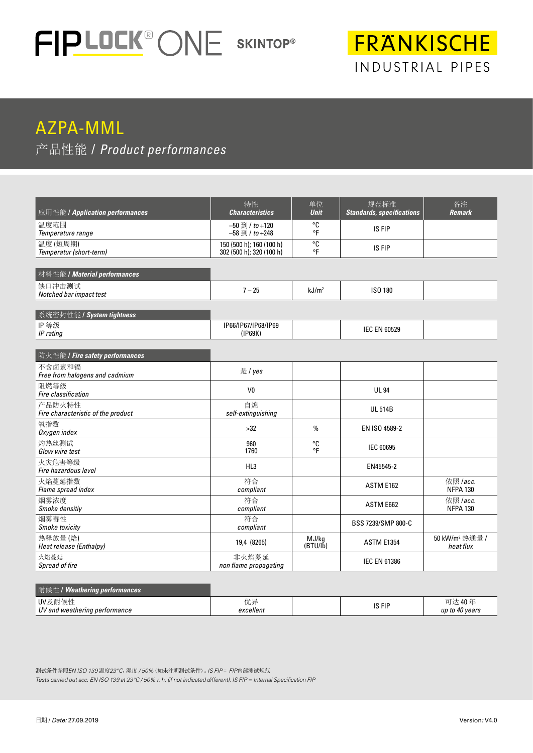FIPLOCK® ONE SKINTOP®

FRÄNKISCHE INDUSTRIAL PIPES

# AZPA-MML

## 产品性能 / *Product performances*

| 应用性能 / ***Application performances*** | 特性 ***Characteristics*** | 单位 ***Unit*** | 规范标准 ***Standards, specifications*** | 备注 ***Remark*** |
|---|---|---|---|---|
| 温度范围 *Temperature range* | –50 到 / *to* +120 –58 到 / *to* +248 | °C °F | IS FIP | |
| 温度 (短周期) *Temperatur (short-term)* | 150 (500 h); 160 (100 h) 302 (500 h); 320 (100 h) | °C °F | IS FIP | |
| **材料性能 / *Material performances*** | | | | |
| 缺口冲击测试 *Notched bar impact test* | 7 – 25 | kJ/m² | ISO 180 | |
| **系统密封性能 / *System tightness*** | | | | |
| IP 等级 *IP rating* | IP66/IP67/IP68/IP69 (IP69K) | | IEC EN 60529 | |
| **防火性能 / *Fire safety performances*** | | | | |
| 不含卤素和镉 *Free from halogens and cadmium* | 是 / *yes* | | | |
| 阻燃等级 *Fire classification* | V0 | | UL 94 | |
| 产品防火特性 *Fire characteristic of the product* | 自熄 *self-extinguishing* | | UL 514B | |
| 氧指数 *Oxygen index* | >32 | % | EN ISO 4589-2 | |
| 灼热丝测试 *Glow wire test* | 960 1760 | °C °F | IEC 60695 | |
| 火灾危害等级 *Fire hazardous level* | HL3 | | EN45545-2 | |
| 火焰蔓延指数 *Flame spread index* | 符合 *compliant* | | ASTM E162 | 依照 /*acc.* NFPA 130 |
| 烟雾浓度 *Smoke densitiy* | 符合 *compliant* | | ASTM E662 | 依照 /*acc.* NFPA 130 |
| 烟雾毒性 *Smoke toxicity* | 符合 *compliant* | | BSS 7239/SMP 800-C | |
| 热释放量 (焓) *Heat release (Enthalpy)* | 19,4 (8265) | MJ/kg (BTU/lb) | ASTM E1354 | 50 kW/m² 热通量 / *heat flux* |
| 火焰蔓延 *Spread of fire* | 非火焰蔓延 *non flame propagating* | | IEC EN 61386 | |
| **耐候性 / *Weathering performances*** | | | | |
| UV及耐候性 *UV and weathering performance* | 优异 *excellent* | | IS FIP | 可达 40 年 *up to 40 years* |

测试条件参照*EN ISO 139* 温度*23°C*，湿度 */ 50%*（如未注明测试条件）。*IS FIP*＝ *FIP*内部测试规范
*Tests carried out acc. EN ISO 139 at 23°C / 50% r. h. (if not indicated different). IS FIP = Internal Specification FIP*

日期 / *Date:* 27.09.2019

Version*:* V4.0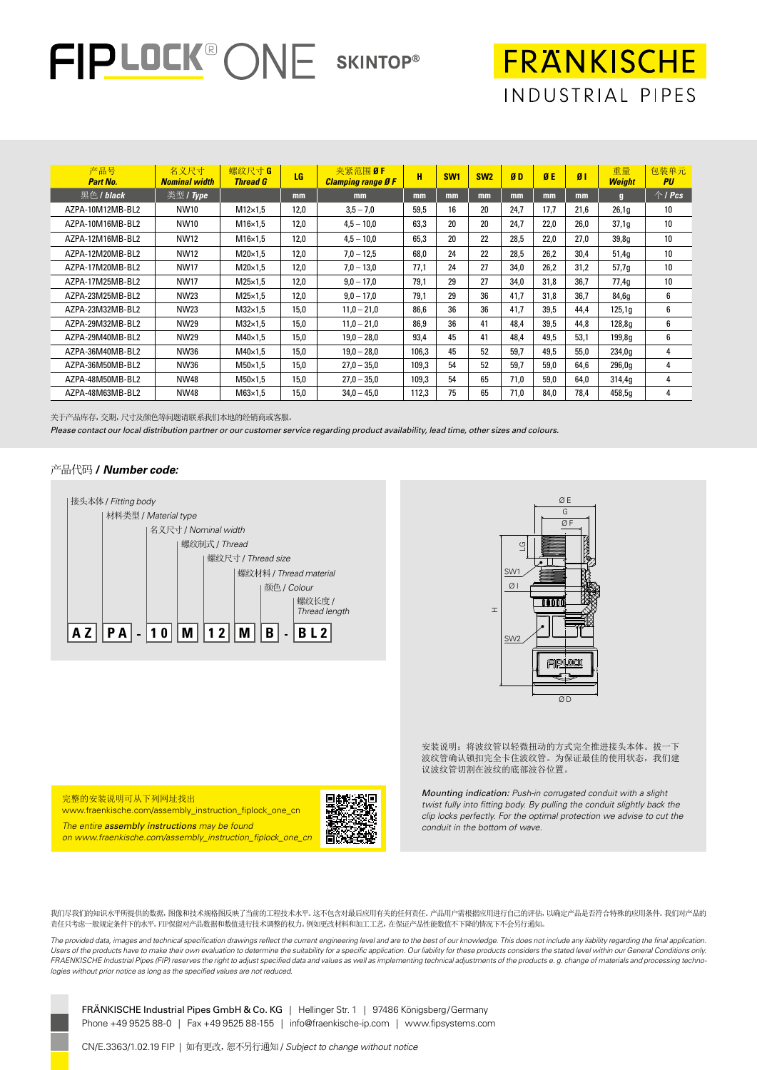# FIPLOCK® ONE SKINTOP®

FRÄNKISCHE INDUSTRIAL PIPES

| 产品号 *Part No.* | 名义尺寸 *Nominal width* | 螺纹尺寸 G *Thread G* | LG | 夹紧范围 Ø F *Clamping range Ø F* | H | SW1 | SW2 | Ø D | Ø E | Ø I | 重量 *Weight* | 包装单元 *PU* |
|---|---|---|---|---|---|---|---|---|---|---|---|---|
| 黑色 / *black* | 类型 / *Type* | | mm | mm | mm | mm | mm | mm | mm | mm | g | 个 / *Pcs* |
| AZPA-10M12MB-BL2 | NW10 | M12×1,5 | 12,0 | 3,5 – 7,0 | 59,5 | 16 | 20 | 24,7 | 17,7 | 21,6 | 26,1g | 10 |
| AZPA-10M16MB-BL2 | NW10 | M16×1,5 | 12,0 | 4,5 – 10,0 | 63,3 | 20 | 20 | 24,7 | 22,0 | 26,0 | 37,1g | 10 |
| AZPA-12M16MB-BL2 | NW12 | M16×1,5 | 12,0 | 4,5 – 10,0 | 65,3 | 20 | 22 | 28,5 | 22,0 | 27,0 | 39,8g | 10 |
| AZPA-12M20MB-BL2 | NW12 | M20×1,5 | 12,0 | 7,0 – 12,5 | 68,0 | 24 | 22 | 28,5 | 26,2 | 30,4 | 51,4g | 10 |
| AZPA-17M20MB-BL2 | NW17 | M20×1,5 | 12,0 | 7,0 – 13,0 | 77,1 | 24 | 27 | 34,0 | 26,2 | 31,2 | 57,7g | 10 |
| AZPA-17M25MB-BL2 | NW17 | M25×1,5 | 12,0 | 9,0 – 17,0 | 79,1 | 29 | 27 | 34,0 | 31,8 | 36,7 | 77,4g | 10 |
| AZPA-23M25MB-BL2 | NW23 | M25×1,5 | 12,0 | 9,0 – 17,0 | 79,1 | 29 | 36 | 41,7 | 31,8 | 36,7 | 84,6g | 6 |
| AZPA-23M32MB-BL2 | NW23 | M32×1,5 | 15,0 | 11,0 – 21,0 | 86,6 | 36 | 36 | 41,7 | 39,5 | 44,4 | 125,1g | 6 |
| AZPA-29M32MB-BL2 | NW29 | M32×1,5 | 15,0 | 11,0 – 21,0 | 86,9 | 36 | 41 | 48,4 | 39,5 | 44,8 | 128,8g | 6 |
| AZPA-29M40MB-BL2 | NW29 | M40×1,5 | 15,0 | 19,0 – 28,0 | 93,4 | 45 | 41 | 48,4 | 49,5 | 53,1 | 199,8g | 6 |
| AZPA-36M40MB-BL2 | NW36 | M40×1,5 | 15,0 | 19,0 – 28,0 | 106,3 | 45 | 52 | 59,7 | 49,5 | 55,0 | 234,0g | 4 |
| AZPA-36M50MB-BL2 | NW36 | M50×1,5 | 15,0 | 27,0 – 35,0 | 109,3 | 54 | 52 | 59,7 | 59,0 | 64,6 | 296,0g | 4 |
| AZPA-48M50MB-BL2 | NW48 | M50×1,5 | 15,0 | 27,0 – 35,0 | 109,3 | 54 | 65 | 71,0 | 59,0 | 64,0 | 314,4g | 4 |
| AZPA-48M63MB-BL2 | NW48 | M63×1,5 | 15,0 | 34,0 – 45,0 | 112,3 | 75 | 65 | 71,0 | 84,0 | 78,4 | 458,5g | 4 |

关于产品库存，交期，尺寸及颜色等问题请联系我们本地的经销商或客服。

*Please contact our local distribution partner or our customer service regarding product availability, lead time, other sizes and colours.*

## 产品代码 / *Number code:*

- 接头本体 / *Fitting body*
- 材料类型 / *Material type*
- 名义尺寸 / *Nominal width*
- 螺纹制式 / *Thread*
- 螺纹尺寸 / *Thread size*
- 螺纹材料 / *Thread material*
- 颜色 / *Colour*
- 螺纹长度 / *Thread length*

**AZ PA - 10 M 12 M B - BL2**

Ø E
G
Ø F
LG
SW1
Ø I
H
SW2
FIPLOCK
Ø D

安装说明：将波纹管以轻微扭动的方式完全推进接头本体。拔一下波纹管确认锁扣完全卡住波纹管。为保证最佳的使用状态，我们建议波纹管切割在波纹的底部波谷位置。

*Mounting indication: Push-in corrugated conduit with a slight twist fully into fitting body. By pulling the conduit slightly back the clip locks perfectly. For the optimal protection we advise to cut the conduit in the bottom of wave.*

完整的安装说明可从下列网址找出
www.fraenkische.com/assembly_instruction_fiplock_one_cn

*The entire* ***assembly instructions*** *may be found on www.fraenkische.com/assembly_instruction_fiplock_one_cn*

我们尽我们的知识水平所提供的数据，图像和技术规格图反映了当前的工程技术水平。这不包含对最后应用有关的任何责任。产品用户需根据应用进行自己的评估，以确定产品是否符合特殊的应用条件。我们对产品的责任只考虑一般规定条件下的水平。FIP保留对产品数据和数值进行技术调整的权力。例如更改材料和加工工艺，在保证产品性能数值不下降的情况下不会另行通知。

*The provided data, images and technical specification drawings reflect the current engineering level and are to the best of our knowledge. This does not include any liability regarding the final application. Users of the products have to make their own evaluation to determine the suitability for a specific application. Our liability for these products considers the stated level within our General Conditions only. FRAENKISCHE Industrial Pipes (FIP) reserves the right to adjust specified data and values as well as implementing technical adjustments of the products e. g. change of materials and processing technologies without prior notice as long as the specified values are not reduced.*

FRÄNKISCHE Industrial Pipes GmbH & Co. KG | Hellinger Str. 1 | 97486 Königsberg/Germany
Phone +49 9525 88-0 | Fax +49 9525 88-155 | info@fraenkische-ip.com | www.fipsystems.com

CN/E.3363/1.02.19 FIP | 如有更改，恕不另行通知 / *Subject to change without notice*